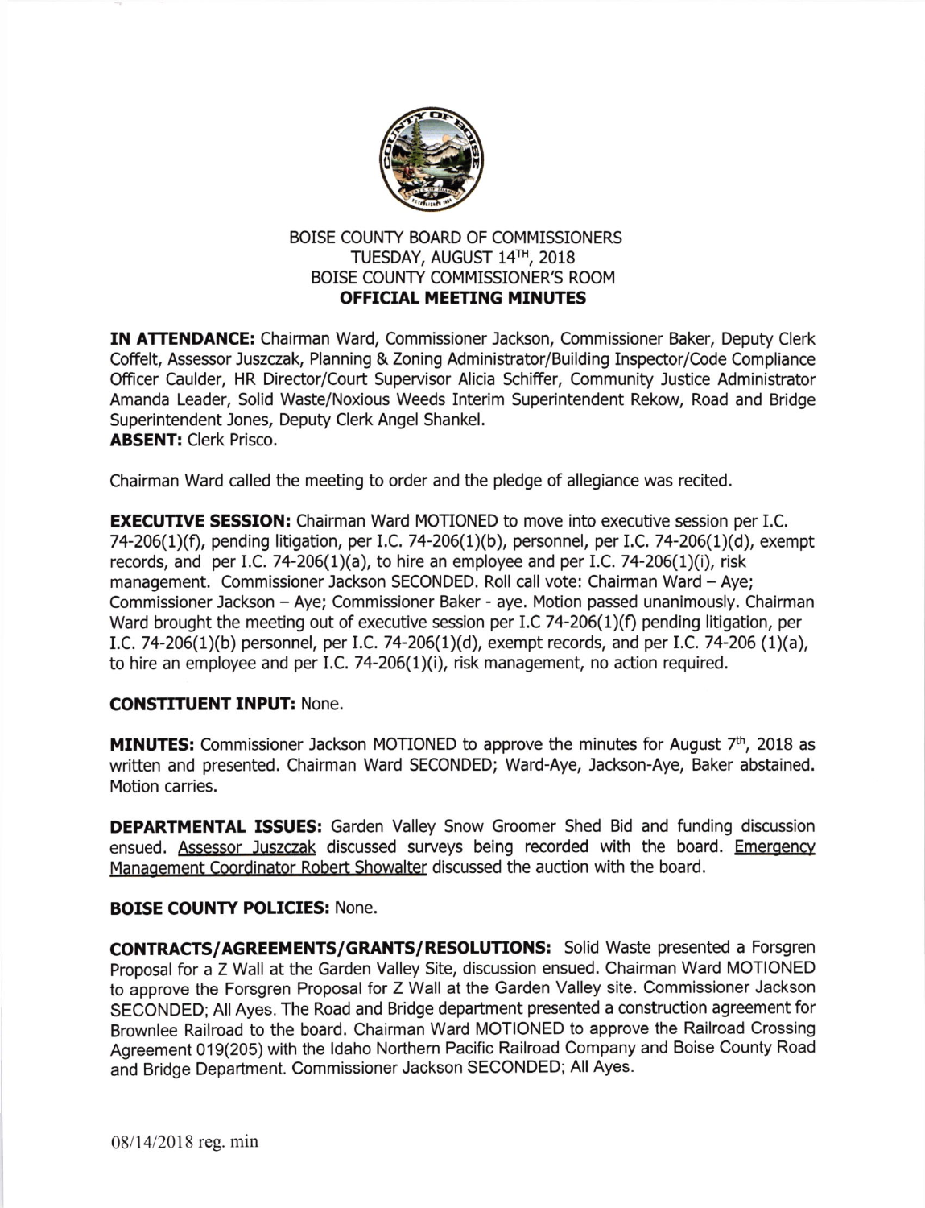BOISE COUNTY BOARD OF COMMISSIONERS
TUESDAY, AUGUST 14TH, 2018
BOISE COUNTY COMMISSIONER'S ROOM
**OFFICIAL MEETING MINUTES**

**IN ATTENDANCE:** Chairman Ward, Commissioner Jackson, Commissioner Baker, Deputy Clerk Coffelt, Assessor Juszczak, Planning & Zoning Administrator/Building Inspector/Code Compliance Officer Caulder, HR Director/Court Supervisor Alicia Schiffer, Community Justice Administrator Amanda Leader, Solid Waste/Noxious Weeds Interim Superintendent Rekow, Road and Bridge Superintendent Jones, Deputy Clerk Angel Shankel.
**ABSENT:** Clerk Prisco.

Chairman Ward called the meeting to order and the pledge of allegiance was recited.

**EXECUTIVE SESSION:** Chairman Ward MOTIONED to move into executive session per I.C. 74-206(1)(f), pending litigation, per I.C. 74-206(1)(b), personnel, per I.C. 74-206(1)(d), exempt records, and per I.C. 74-206(1)(a), to hire an employee and per I.C. 74-206(1)(i), risk management. Commissioner Jackson SECONDED. Roll call vote: Chairman Ward – Aye; Commissioner Jackson – Aye; Commissioner Baker - aye. Motion passed unanimously. Chairman Ward brought the meeting out of executive session per I.C 74-206(1)(f) pending litigation, per I.C. 74-206(1)(b) personnel, per I.C. 74-206(1)(d), exempt records, and per I.C. 74-206 (1)(a), to hire an employee and per I.C. 74-206(1)(i), risk management, no action required.

**CONSTITUENT INPUT:** None.

**MINUTES:** Commissioner Jackson MOTIONED to approve the minutes for August 7th, 2018 as written and presented. Chairman Ward SECONDED; Ward-Aye, Jackson-Aye, Baker abstained. Motion carries.

**DEPARTMENTAL ISSUES:** Garden Valley Snow Groomer Shed Bid and funding discussion ensued. Assessor Juszczak discussed surveys being recorded with the board. Emergency Management Coordinator Robert Showalter discussed the auction with the board.

**BOISE COUNTY POLICIES:** None.

**CONTRACTS/AGREEMENTS/GRANTS/RESOLUTIONS:** Solid Waste presented a Forsgren Proposal for a Z Wall at the Garden Valley Site, discussion ensued. Chairman Ward MOTIONED to approve the Forsgren Proposal for Z Wall at the Garden Valley site. Commissioner Jackson SECONDED; All Ayes. The Road and Bridge department presented a construction agreement for Brownlee Railroad to the board. Chairman Ward MOTIONED to approve the Railroad Crossing Agreement 019(205) with the Idaho Northern Pacific Railroad Company and Boise County Road and Bridge Department. Commissioner Jackson SECONDED; All Ayes.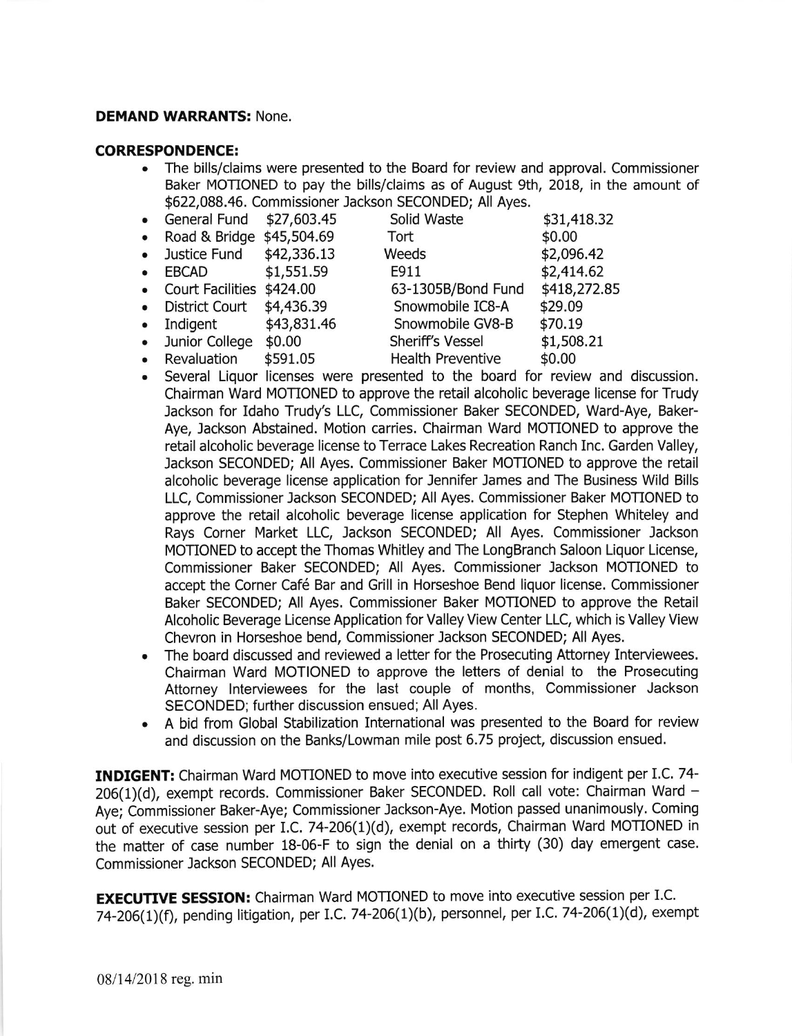**DEMAND WARRANTS:** None.

**CORRESPONDENCE:**

- The bills/claims were presented to the Board for review and approval. Commissioner Baker MOTIONED to pay the bills/claims as of August 9th, 2018, in the amount of $622,088.46. Commissioner Jackson SECONDED; All Ayes.

| | | | |
|---|---|---|---|
| General Fund | $27,603.45 | Solid Waste | $31,418.32 |
| Road & Bridge | $45,504.69 | Tort | $0.00 |
| Justice Fund | $42,336.13 | Weeds | $2,096.42 |
| EBCAD | $1,551.59 | E911 | $2,414.62 |
| Court Facilities | $424.00 | 63-1305B/Bond Fund | $418,272.85 |
| District Court | $4,436.39 | Snowmobile IC8-A | $29.09 |
| Indigent | $43,831.46 | Snowmobile GV8-B | $70.19 |
| Junior College | $0.00 | Sheriff's Vessel | $1,508.21 |
| Revaluation | $591.05 | Health Preventive | $0.00 |

- Several Liquor licenses were presented to the board for review and discussion. Chairman Ward MOTIONED to approve the retail alcoholic beverage license for Trudy Jackson for Idaho Trudy's LLC, Commissioner Baker SECONDED, Ward-Aye, Baker-Aye, Jackson Abstained. Motion carries. Chairman Ward MOTIONED to approve the retail alcoholic beverage license to Terrace Lakes Recreation Ranch Inc. Garden Valley, Jackson SECONDED; All Ayes. Commissioner Baker MOTIONED to approve the retail alcoholic beverage license application for Jennifer James and The Business Wild Bills LLC, Commissioner Jackson SECONDED; All Ayes. Commissioner Baker MOTIONED to approve the retail alcoholic beverage license application for Stephen Whiteley and Rays Corner Market LLC, Jackson SECONDED; All Ayes. Commissioner Jackson MOTIONED to accept the Thomas Whitley and The LongBranch Saloon Liquor License, Commissioner Baker SECONDED; All Ayes. Commissioner Jackson MOTIONED to accept the Corner Café Bar and Grill in Horseshoe Bend liquor license. Commissioner Baker SECONDED; All Ayes. Commissioner Baker MOTIONED to approve the Retail Alcoholic Beverage License Application for Valley View Center LLC, which is Valley View Chevron in Horseshoe bend, Commissioner Jackson SECONDED; All Ayes.
- The board discussed and reviewed a letter for the Prosecuting Attorney Interviewees. Chairman Ward MOTIONED to approve the letters of denial to the Prosecuting Attorney Interviewees for the last couple of months, Commissioner Jackson SECONDED; further discussion ensued; All Ayes.
- A bid from Global Stabilization International was presented to the Board for review and discussion on the Banks/Lowman mile post 6.75 project, discussion ensued.

**INDIGENT:** Chairman Ward MOTIONED to move into executive session for indigent per I.C. 74-206(1)(d), exempt records. Commissioner Baker SECONDED. Roll call vote: Chairman Ward – Aye; Commissioner Baker-Aye; Commissioner Jackson-Aye. Motion passed unanimously. Coming out of executive session per I.C. 74-206(1)(d), exempt records, Chairman Ward MOTIONED in the matter of case number 18-06-F to sign the denial on a thirty (30) day emergent case. Commissioner Jackson SECONDED; All Ayes.

**EXECUTIVE SESSION:** Chairman Ward MOTIONED to move into executive session per I.C. 74-206(1)(f), pending litigation, per I.C. 74-206(1)(b), personnel, per I.C. 74-206(1)(d), exempt